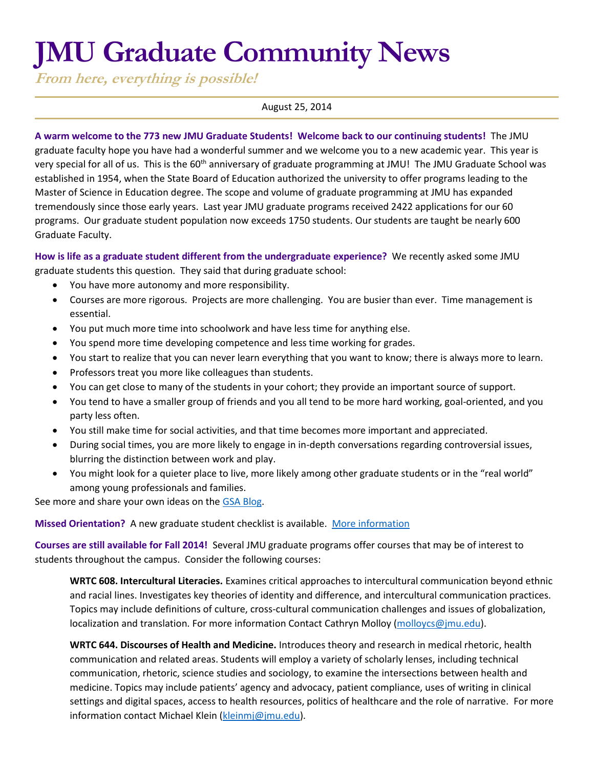# JMU Graduate Community News

***From here, everything is possible!***

August 25, 2014

**A warm welcome to the 773 new JMU Graduate Students! Welcome back to our continuing students!** The JMU graduate faculty hope you have had a wonderful summer and we welcome you to a new academic year. This year is very special for all of us. This is the 60th anniversary of graduate programming at JMU! The JMU Graduate School was established in 1954, when the State Board of Education authorized the university to offer programs leading to the Master of Science in Education degree. The scope and volume of graduate programming at JMU has expanded tremendously since those early years. Last year JMU graduate programs received 2422 applications for our 60 programs. Our graduate student population now exceeds 1750 students. Our students are taught be nearly 600 Graduate Faculty.

**How is life as a graduate student different from the undergraduate experience?** We recently asked some JMU graduate students this question. They said that during graduate school:

- You have more autonomy and more responsibility.
- Courses are more rigorous. Projects are more challenging. You are busier than ever. Time management is essential.
- You put much more time into schoolwork and have less time for anything else.
- You spend more time developing competence and less time working for grades.
- You start to realize that you can never learn everything that you want to know; there is always more to learn.
- Professors treat you more like colleagues than students.
- You can get close to many of the students in your cohort; they provide an important source of support.
- You tend to have a smaller group of friends and you all tend to be more hard working, goal-oriented, and you party less often.
- You still make time for social activities, and that time becomes more important and appreciated.
- During social times, you are more likely to engage in in-depth conversations regarding controversial issues, blurring the distinction between work and play.
- You might look for a quieter place to live, more likely among other graduate students or in the "real world" among young professionals and families.

See more and share your own ideas on the GSA Blog.

**Missed Orientation?** A new graduate student checklist is available. More information

**Courses are still available for Fall 2014!** Several JMU graduate programs offer courses that may be of interest to students throughout the campus. Consider the following courses:

> **WRTC 608. Intercultural Literacies.** Examines critical approaches to intercultural communication beyond ethnic and racial lines. Investigates key theories of identity and difference, and intercultural communication practices. Topics may include definitions of culture, cross-cultural communication challenges and issues of globalization, localization and translation. For more information Contact Cathryn Molloy (molloycs@jmu.edu).
>
> **WRTC 644. Discourses of Health and Medicine.** Introduces theory and research in medical rhetoric, health communication and related areas. Students will employ a variety of scholarly lenses, including technical communication, rhetoric, science studies and sociology, to examine the intersections between health and medicine. Topics may include patients' agency and advocacy, patient compliance, uses of writing in clinical settings and digital spaces, access to health resources, politics of healthcare and the role of narrative. For more information contact Michael Klein (kleinmj@jmu.edu).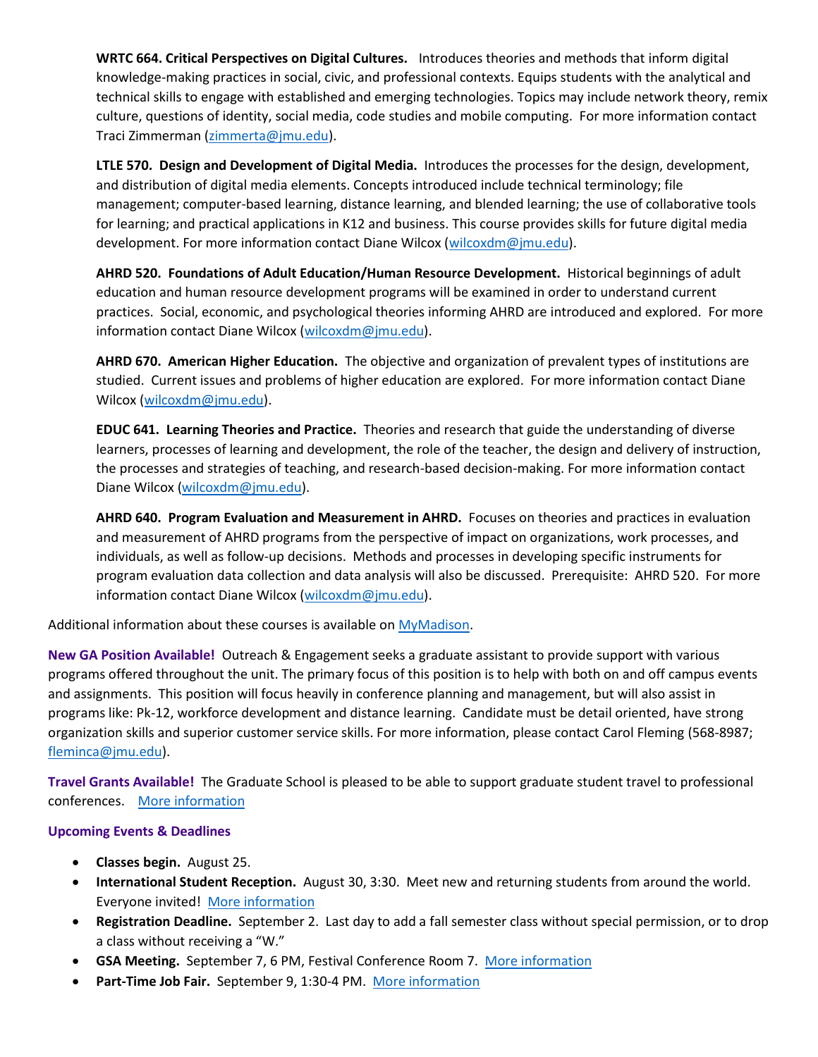**WRTC 664. Critical Perspectives on Digital Cultures.** Introduces theories and methods that inform digital knowledge-making practices in social, civic, and professional contexts. Equips students with the analytical and technical skills to engage with established and emerging technologies. Topics may include network theory, remix culture, questions of identity, social media, code studies and mobile computing. For more information contact Traci Zimmerman (zimmerta@jmu.edu).

**LTLE 570. Design and Development of Digital Media.** Introduces the processes for the design, development, and distribution of digital media elements. Concepts introduced include technical terminology; file management; computer-based learning, distance learning, and blended learning; the use of collaborative tools for learning; and practical applications in K12 and business. This course provides skills for future digital media development. For more information contact Diane Wilcox (wilcoxdm@jmu.edu).

**AHRD 520. Foundations of Adult Education/Human Resource Development.** Historical beginnings of adult education and human resource development programs will be examined in order to understand current practices. Social, economic, and psychological theories informing AHRD are introduced and explored. For more information contact Diane Wilcox (wilcoxdm@jmu.edu).

**AHRD 670. American Higher Education.** The objective and organization of prevalent types of institutions are studied. Current issues and problems of higher education are explored. For more information contact Diane Wilcox (wilcoxdm@jmu.edu).

**EDUC 641. Learning Theories and Practice.** Theories and research that guide the understanding of diverse learners, processes of learning and development, the role of the teacher, the design and delivery of instruction, the processes and strategies of teaching, and research-based decision-making. For more information contact Diane Wilcox (wilcoxdm@jmu.edu).

**AHRD 640. Program Evaluation and Measurement in AHRD.** Focuses on theories and practices in evaluation and measurement of AHRD programs from the perspective of impact on organizations, work processes, and individuals, as well as follow-up decisions. Methods and processes in developing specific instruments for program evaluation data collection and data analysis will also be discussed. Prerequisite: AHRD 520. For more information contact Diane Wilcox (wilcoxdm@jmu.edu).

Additional information about these courses is available on MyMadison.

**New GA Position Available!** Outreach & Engagement seeks a graduate assistant to provide support with various programs offered throughout the unit. The primary focus of this position is to help with both on and off campus events and assignments. This position will focus heavily in conference planning and management, but will also assist in programs like: Pk-12, workforce development and distance learning. Candidate must be detail oriented, have strong organization skills and superior customer service skills. For more information, please contact Carol Fleming (568-8987; fleminca@jmu.edu).

**Travel Grants Available!** The Graduate School is pleased to be able to support graduate student travel to professional conferences. More information

**Upcoming Events & Deadlines**

- **Classes begin.** August 25.
- **International Student Reception.** August 30, 3:30. Meet new and returning students from around the world. Everyone invited! More information
- **Registration Deadline.** September 2. Last day to add a fall semester class without special permission, or to drop a class without receiving a "W."
- **GSA Meeting.** September 7, 6 PM, Festival Conference Room 7. More information
- **Part-Time Job Fair.** September 9, 1:30-4 PM. More information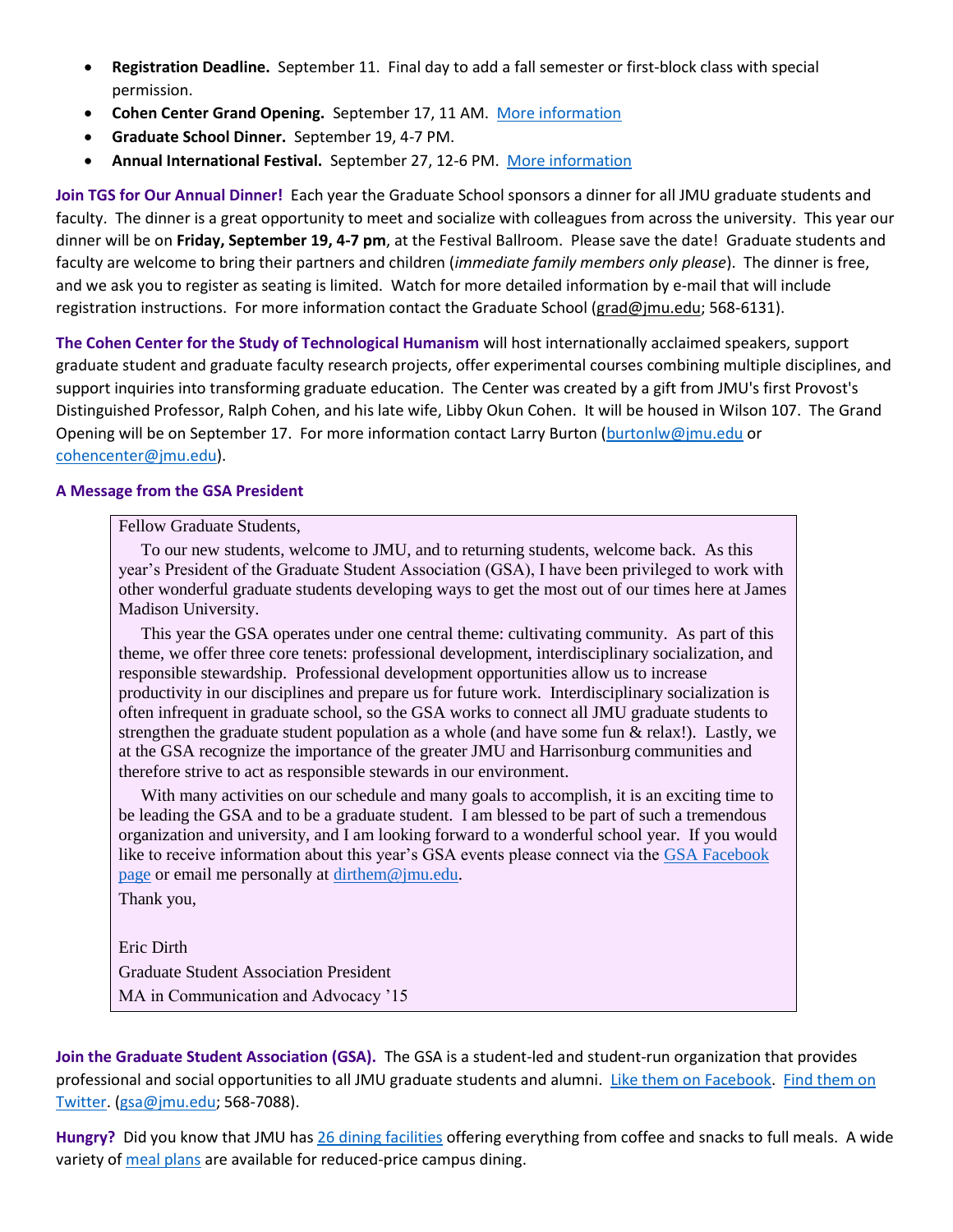- **Registration Deadline.** September 11. Final day to add a fall semester or first-block class with special permission.
- **Cohen Center Grand Opening.** September 17, 11 AM. [More information]
- **Graduate School Dinner.** September 19, 4-7 PM.
- **Annual International Festival.** September 27, 12-6 PM. [More information]

**Join TGS for Our Annual Dinner!** Each year the Graduate School sponsors a dinner for all JMU graduate students and faculty. The dinner is a great opportunity to meet and socialize with colleagues from across the university. This year our dinner will be on **Friday, September 19, 4-7 pm**, at the Festival Ballroom. Please save the date! Graduate students and faculty are welcome to bring their partners and children (*immediate family members only please*). The dinner is free, and we ask you to register as seating is limited. Watch for more detailed information by e-mail that will include registration instructions. For more information contact the Graduate School (grad@jmu.edu; 568-6131).

**The Cohen Center for the Study of Technological Humanism** will host internationally acclaimed speakers, support graduate student and graduate faculty research projects, offer experimental courses combining multiple disciplines, and support inquiries into transforming graduate education. The Center was created by a gift from JMU's first Provost's Distinguished Professor, Ralph Cohen, and his late wife, Libby Okun Cohen. It will be housed in Wilson 107. The Grand Opening will be on September 17. For more information contact Larry Burton (burtonlw@jmu.edu or cohencenter@jmu.edu).

**A Message from the GSA President**

> Fellow Graduate Students,
>
> To our new students, welcome to JMU, and to returning students, welcome back. As this year's President of the Graduate Student Association (GSA), I have been privileged to work with other wonderful graduate students developing ways to get the most out of our times here at James Madison University.
>
> This year the GSA operates under one central theme: cultivating community. As part of this theme, we offer three core tenets: professional development, interdisciplinary socialization, and responsible stewardship. Professional development opportunities allow us to increase productivity in our disciplines and prepare us for future work. Interdisciplinary socialization is often infrequent in graduate school, so the GSA works to connect all JMU graduate students to strengthen the graduate student population as a whole (and have some fun & relax!). Lastly, we at the GSA recognize the importance of the greater JMU and Harrisonburg communities and therefore strive to act as responsible stewards in our environment.
>
> With many activities on our schedule and many goals to accomplish, it is an exciting time to be leading the GSA and to be a graduate student. I am blessed to be part of such a tremendous organization and university, and I am looking forward to a wonderful school year. If you would like to receive information about this year's GSA events please connect via the GSA Facebook page or email me personally at dirthem@jmu.edu.
>
> Thank you,
>
> Eric Dirth
> Graduate Student Association President
> MA in Communication and Advocacy '15

**Join the Graduate Student Association (GSA).** The GSA is a student-led and student-run organization that provides professional and social opportunities to all JMU graduate students and alumni. Like them on Facebook. Find them on Twitter. (gsa@jmu.edu; 568-7088).

**Hungry?** Did you know that JMU has 26 dining facilities offering everything from coffee and snacks to full meals. A wide variety of meal plans are available for reduced-price campus dining.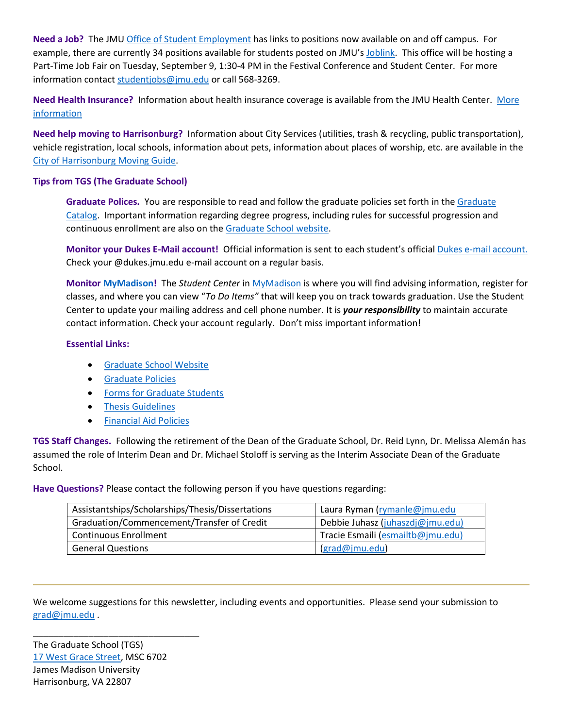**Need a Job?** The JMU Office of Student Employment has links to positions now available on and off campus. For example, there are currently 34 positions available for students posted on JMU's Joblink. This office will be hosting a Part-Time Job Fair on Tuesday, September 9, 1:30-4 PM in the Festival Conference and Student Center. For more information contact studentjobs@jmu.edu or call 568-3269.

**Need Health Insurance?** Information about health insurance coverage is available from the JMU Health Center. More information

**Need help moving to Harrisonburg?** Information about City Services (utilities, trash & recycling, public transportation), vehicle registration, local schools, information about pets, information about places of worship, etc. are available in the City of Harrisonburg Moving Guide.

**Tips from TGS (The Graduate School)**

> **Graduate Polices.** You are responsible to read and follow the graduate policies set forth in the Graduate Catalog. Important information regarding degree progress, including rules for successful progression and continuous enrollment are also on the Graduate School website.
>
> **Monitor your Dukes E-Mail account!** Official information is sent to each student's official Dukes e-mail account. Check your @dukes.jmu.edu e-mail account on a regular basis.
>
> **Monitor MyMadison!** The *Student Center* in MyMadison is where you will find advising information, register for classes, and where you can view "*To Do Items"* that will keep you on track towards graduation. Use the Student Center to update your mailing address and cell phone number. It is ***your responsibility*** to maintain accurate contact information. Check your account regularly. Don't miss important information!
>
> **Essential Links:**
>
> - Graduate School Website
> - Graduate Policies
> - Forms for Graduate Students
> - Thesis Guidelines
> - Financial Aid Policies

**TGS Staff Changes.** Following the retirement of the Dean of the Graduate School, Dr. Reid Lynn, Dr. Melissa Alemán has assumed the role of Interim Dean and Dr. Michael Stoloff is serving as the Interim Associate Dean of the Graduate School.

**Have Questions?** Please contact the following person if you have questions regarding:

| Topic | Contact |
|---|---|
| Assistantships/Scholarships/Thesis/Dissertations | Laura Ryman (rymanle@jmu.edu |
| Graduation/Commencement/Transfer of Credit | Debbie Juhasz (juhaszdj@jmu.edu) |
| Continuous Enrollment | Tracie Esmaili (esmailtb@jmu.edu) |
| General Questions | (grad@jmu.edu) |

---

We welcome suggestions for this newsletter, including events and opportunities. Please send your submission to grad@jmu.edu .

________________________________

The Graduate School (TGS)
17 West Grace Street, MSC 6702
James Madison University
Harrisonburg, VA 22807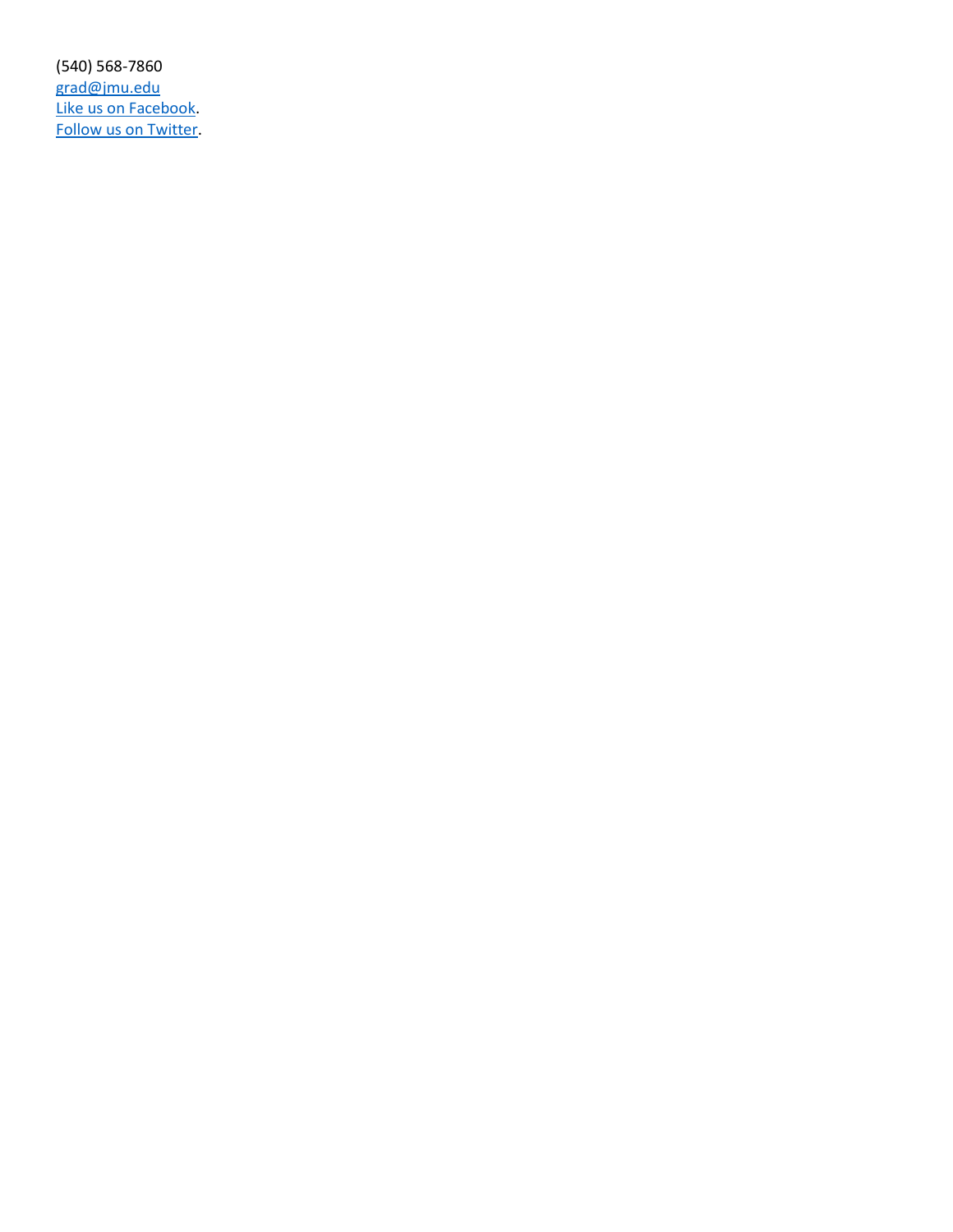(540) 568-7860
grad@jmu.edu
Like us on Facebook.
Follow us on Twitter.